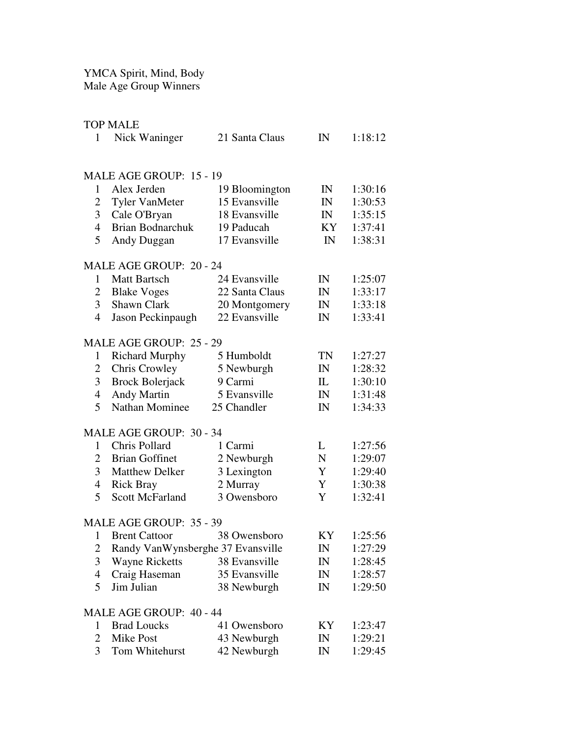YMCA Spirit, Mind, Body
Male Age Group Winners

TOP MALE

| | | | | |
|---|---|---|---|---|
| 1 | Nick Waninger | 21 Santa Claus | IN | 1:18:12 |

MALE AGE GROUP: 15 - 19

| | | | | |
|---|---|---|---|---|
| 1 | Alex Jerden | 19 Bloomington | IN | 1:30:16 |
| 2 | Tyler VanMeter | 15 Evansville | IN | 1:30:53 |
| 3 | Cale O'Bryan | 18 Evansville | IN | 1:35:15 |
| 4 | Brian Bodnarchuk | 19 Paducah | KY | 1:37:41 |
| 5 | Andy Duggan | 17 Evansville | IN | 1:38:31 |

MALE AGE GROUP: 20 - 24

| | | | | |
|---|---|---|---|---|
| 1 | Matt Bartsch | 24 Evansville | IN | 1:25:07 |
| 2 | Blake Voges | 22 Santa Claus | IN | 1:33:17 |
| 3 | Shawn Clark | 20 Montgomery | IN | 1:33:18 |
| 4 | Jason Peckinpaugh | 22 Evansville | IN | 1:33:41 |

MALE AGE GROUP: 25 - 29

| | | | | |
|---|---|---|---|---|
| 1 | Richard Murphy | 5 Humboldt | TN | 1:27:27 |
| 2 | Chris Crowley | 5 Newburgh | IN | 1:28:32 |
| 3 | Brock Bolerjack | 9 Carmi | IL | 1:30:10 |
| 4 | Andy Martin | 5 Evansville | IN | 1:31:48 |
| 5 | Nathan Mominee | 25 Chandler | IN | 1:34:33 |

MALE AGE GROUP: 30 - 34

| | | | | |
|---|---|---|---|---|
| 1 | Chris Pollard | 1 Carmi | L | 1:27:56 |
| 2 | Brian Goffinet | 2 Newburgh | N | 1:29:07 |
| 3 | Matthew Delker | 3 Lexington | Y | 1:29:40 |
| 4 | Rick Bray | 2 Murray | Y | 1:30:38 |
| 5 | Scott McFarland | 3 Owensboro | Y | 1:32:41 |

MALE AGE GROUP: 35 - 39

| | | | | |
|---|---|---|---|---|
| 1 | Brent Cattoor | 38 Owensboro | KY | 1:25:56 |
| 2 | Randy VanWynsberghe | 37 Evansville | IN | 1:27:29 |
| 3 | Wayne Ricketts | 38 Evansville | IN | 1:28:45 |
| 4 | Craig Haseman | 35 Evansville | IN | 1:28:57 |
| 5 | Jim Julian | 38 Newburgh | IN | 1:29:50 |

MALE AGE GROUP: 40 - 44

| | | | | |
|---|---|---|---|---|
| 1 | Brad Loucks | 41 Owensboro | KY | 1:23:47 |
| 2 | Mike Post | 43 Newburgh | IN | 1:29:21 |
| 3 | Tom Whitehurst | 42 Newburgh | IN | 1:29:45 |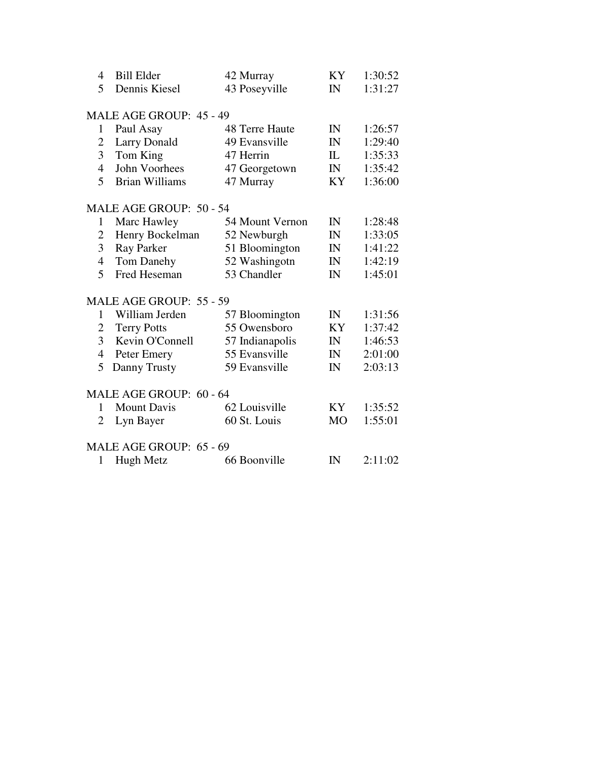| | | | | |
|---|---|---|---|---|
| 4 | Bill Elder | 42 Murray | KY | 1:30:52 |
| 5 | Dennis Kiesel | 43 Poseyville | IN | 1:31:27 |

MALE AGE GROUP: 45 - 49

| | | | | |
|---|---|---|---|---|
| 1 | Paul Asay | 48 Terre Haute | IN | 1:26:57 |
| 2 | Larry Donald | 49 Evansville | IN | 1:29:40 |
| 3 | Tom King | 47 Herrin | IL | 1:35:33 |
| 4 | John Voorhees | 47 Georgetown | IN | 1:35:42 |
| 5 | Brian Williams | 47 Murray | KY | 1:36:00 |

MALE AGE GROUP: 50 - 54

| | | | | |
|---|---|---|---|---|
| 1 | Marc Hawley | 54 Mount Vernon | IN | 1:28:48 |
| 2 | Henry Bockelman | 52 Newburgh | IN | 1:33:05 |
| 3 | Ray Parker | 51 Bloomington | IN | 1:41:22 |
| 4 | Tom Danehy | 52 Washingotn | IN | 1:42:19 |
| 5 | Fred Heseman | 53 Chandler | IN | 1:45:01 |

MALE AGE GROUP: 55 - 59

| | | | | |
|---|---|---|---|---|
| 1 | William Jerden | 57 Bloomington | IN | 1:31:56 |
| 2 | Terry Potts | 55 Owensboro | KY | 1:37:42 |
| 3 | Kevin O'Connell | 57 Indianapolis | IN | 1:46:53 |
| 4 | Peter Emery | 55 Evansville | IN | 2:01:00 |
| 5 | Danny Trusty | 59 Evansville | IN | 2:03:13 |

MALE AGE GROUP: 60 - 64

| | | | | |
|---|---|---|---|---|
| 1 | Mount Davis | 62 Louisville | KY | 1:35:52 |
| 2 | Lyn Bayer | 60 St. Louis | MO | 1:55:01 |

MALE AGE GROUP: 65 - 69

| | | | | |
|---|---|---|---|---|
| 1 | Hugh Metz | 66 Boonville | IN | 2:11:02 |